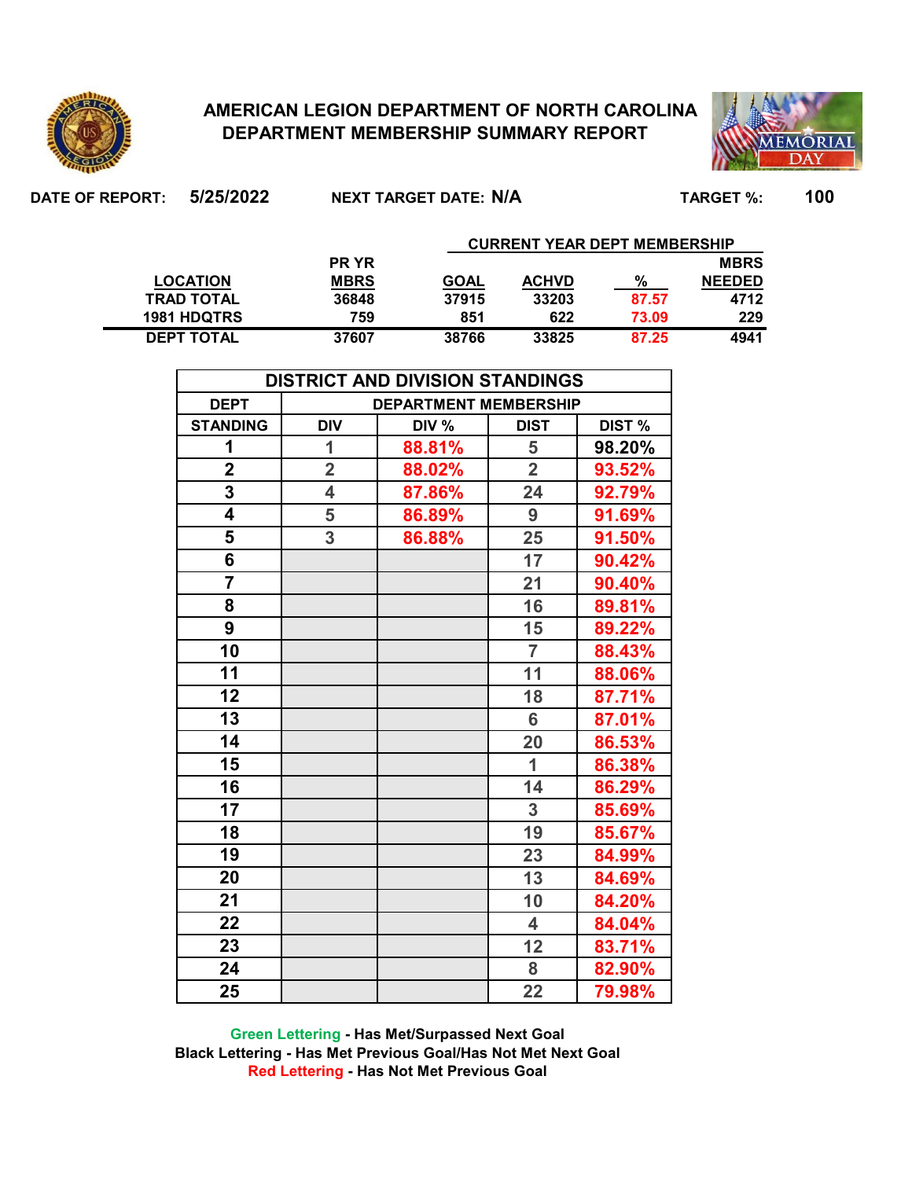# AMERICAN LEGION DEPARTMENT OF NORTH CAROLINA
## DEPARTMENT MEMBERSHIP SUMMARY REPORT

**DATE OF REPORT:** 5/25/2022 **NEXT TARGET DATE:** N/A **TARGET %:** 100

| LOCATION | PR YR MBRS | CURRENT YEAR DEPT MEMBERSHIP GOAL | ACHVD | % | MBRS NEEDED |
|---|---|---|---|---|---|
| TRAD TOTAL | 36848 | 37915 | 33203 | 87.57 | 4712 |
| 1981 HDQTRS | 759 | 851 | 622 | 73.09 | 229 |
| DEPT TOTAL | 37607 | 38766 | 33825 | 87.25 | 4941 |

**DISTRICT AND DIVISION STANDINGS**

| DEPT STANDING | DEPARTMENT MEMBERSHIP DIV | DIV % | DIST | DIST % |
|---|---|---|---|---|
| 1 | 1 | 88.81% | 5 | 98.20% |
| 2 | 2 | 88.02% | 2 | 93.52% |
| 3 | 4 | 87.86% | 24 | 92.79% |
| 4 | 5 | 86.89% | 9 | 91.69% |
| 5 | 3 | 86.88% | 25 | 91.50% |
| 6 | | | 17 | 90.42% |
| 7 | | | 21 | 90.40% |
| 8 | | | 16 | 89.81% |
| 9 | | | 15 | 89.22% |
| 10 | | | 7 | 88.43% |
| 11 | | | 11 | 88.06% |
| 12 | | | 18 | 87.71% |
| 13 | | | 6 | 87.01% |
| 14 | | | 20 | 86.53% |
| 15 | | | 1 | 86.38% |
| 16 | | | 14 | 86.29% |
| 17 | | | 3 | 85.69% |
| 18 | | | 19 | 85.67% |
| 19 | | | 23 | 84.99% |
| 20 | | | 13 | 84.69% |
| 21 | | | 10 | 84.20% |
| 22 | | | 4 | 84.04% |
| 23 | | | 12 | 83.71% |
| 24 | | | 8 | 82.90% |
| 25 | | | 22 | 79.98% |

Green Lettering - Has Met/Surpassed Next Goal
Black Lettering - Has Met Previous Goal/Has Not Met Next Goal
Red Lettering - Has Not Met Previous Goal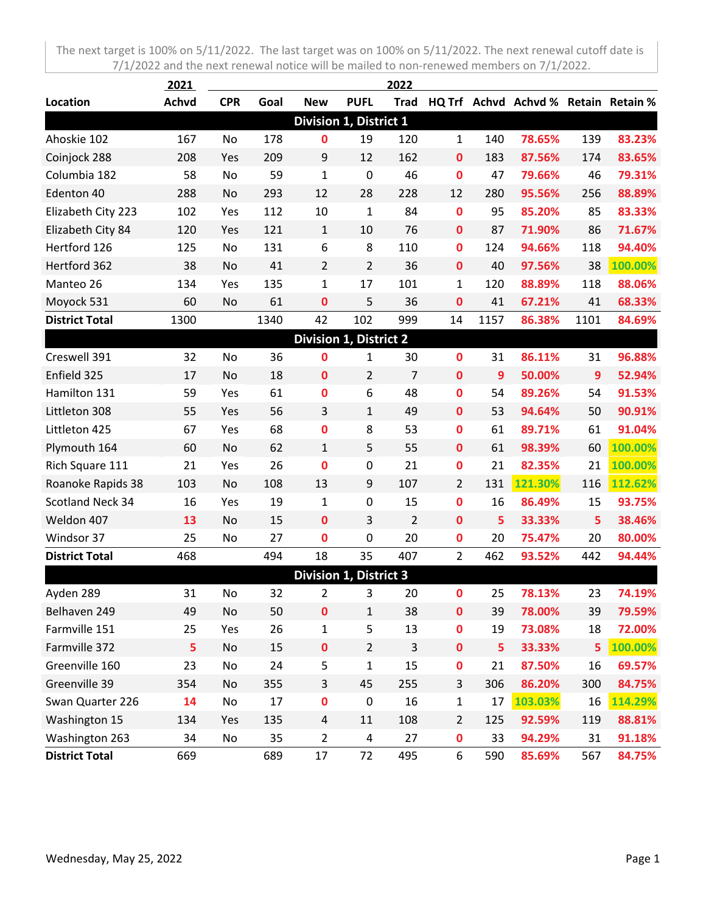The next target is 100% on 5/11/2022. The last target was on 100% on 5/11/2022. The next renewal cutoff date is 7/1/2022 and the next renewal notice will be mailed to non-renewed members on 7/1/2022.

| | 2021 | 2022 | | | | | | | | | |
|---|---|---|---|---|---|---|---|---|---|---|---|
| **Location** | **Achvd** | **CPR** | **Goal** | **New** | **PUFL** | **Trad** | **HQ Trf** | **Achvd** | **Achvd %** | **Retain** | **Retain %** |
| **Division 1, District 1** | | | | | | | | | | | |
| Ahoskie 102 | 167 | No | 178 | 0 | 19 | 120 | 1 | 140 | 78.65% | 139 | 83.23% |
| Coinjock 288 | 208 | Yes | 209 | 9 | 12 | 162 | 0 | 183 | 87.56% | 174 | 83.65% |
| Columbia 182 | 58 | No | 59 | 1 | 0 | 46 | 0 | 47 | 79.66% | 46 | 79.31% |
| Edenton 40 | 288 | No | 293 | 12 | 28 | 228 | 12 | 280 | 95.56% | 256 | 88.89% |
| Elizabeth City 223 | 102 | Yes | 112 | 10 | 1 | 84 | 0 | 95 | 85.20% | 85 | 83.33% |
| Elizabeth City 84 | 120 | Yes | 121 | 1 | 10 | 76 | 0 | 87 | 71.90% | 86 | 71.67% |
| Hertford 126 | 125 | No | 131 | 6 | 8 | 110 | 0 | 124 | 94.66% | 118 | 94.40% |
| Hertford 362 | 38 | No | 41 | 2 | 2 | 36 | 0 | 40 | 97.56% | 38 | 100.00% |
| Manteo 26 | 134 | Yes | 135 | 1 | 17 | 101 | 1 | 120 | 88.89% | 118 | 88.06% |
| Moyock 531 | 60 | No | 61 | 0 | 5 | 36 | 0 | 41 | 67.21% | 41 | 68.33% |
| **District Total** | 1300 | | 1340 | 42 | 102 | 999 | 14 | 1157 | 86.38% | 1101 | 84.69% |
| **Division 1, District 2** | | | | | | | | | | | |
| Creswell 391 | 32 | No | 36 | 0 | 1 | 30 | 0 | 31 | 86.11% | 31 | 96.88% |
| Enfield 325 | 17 | No | 18 | 0 | 2 | 7 | 0 | 9 | 50.00% | 9 | 52.94% |
| Hamilton 131 | 59 | Yes | 61 | 0 | 6 | 48 | 0 | 54 | 89.26% | 54 | 91.53% |
| Littleton 308 | 55 | Yes | 56 | 3 | 1 | 49 | 0 | 53 | 94.64% | 50 | 90.91% |
| Littleton 425 | 67 | Yes | 68 | 0 | 8 | 53 | 0 | 61 | 89.71% | 61 | 91.04% |
| Plymouth 164 | 60 | No | 62 | 1 | 5 | 55 | 0 | 61 | 98.39% | 60 | 100.00% |
| Rich Square 111 | 21 | Yes | 26 | 0 | 0 | 21 | 0 | 21 | 82.35% | 21 | 100.00% |
| Roanoke Rapids 38 | 103 | No | 108 | 13 | 9 | 107 | 2 | 131 | 121.30% | 116 | 112.62% |
| Scotland Neck 34 | 16 | Yes | 19 | 1 | 0 | 15 | 0 | 16 | 86.49% | 15 | 93.75% |
| Weldon 407 | 13 | No | 15 | 0 | 3 | 2 | 0 | 5 | 33.33% | 5 | 38.46% |
| Windsor 37 | 25 | No | 27 | 0 | 0 | 20 | 0 | 20 | 75.47% | 20 | 80.00% |
| **District Total** | 468 | | 494 | 18 | 35 | 407 | 2 | 462 | 93.52% | 442 | 94.44% |
| **Division 1, District 3** | | | | | | | | | | | |
| Ayden 289 | 31 | No | 32 | 2 | 3 | 20 | 0 | 25 | 78.13% | 23 | 74.19% |
| Belhaven 249 | 49 | No | 50 | 0 | 1 | 38 | 0 | 39 | 78.00% | 39 | 79.59% |
| Farmville 151 | 25 | Yes | 26 | 1 | 5 | 13 | 0 | 19 | 73.08% | 18 | 72.00% |
| Farmville 372 | 5 | No | 15 | 0 | 2 | 3 | 0 | 5 | 33.33% | 5 | 100.00% |
| Greenville 160 | 23 | No | 24 | 5 | 1 | 15 | 0 | 21 | 87.50% | 16 | 69.57% |
| Greenville 39 | 354 | No | 355 | 3 | 45 | 255 | 3 | 306 | 86.20% | 300 | 84.75% |
| Swan Quarter 226 | 14 | No | 17 | 0 | 0 | 16 | 1 | 17 | 103.03% | 16 | 114.29% |
| Washington 15 | 134 | Yes | 135 | 4 | 11 | 108 | 2 | 125 | 92.59% | 119 | 88.81% |
| Washington 263 | 34 | No | 35 | 2 | 4 | 27 | 0 | 33 | 94.29% | 31 | 91.18% |
| **District Total** | 669 | | 689 | 17 | 72 | 495 | 6 | 590 | 85.69% | 567 | 84.75% |

Wednesday, May 25, 2022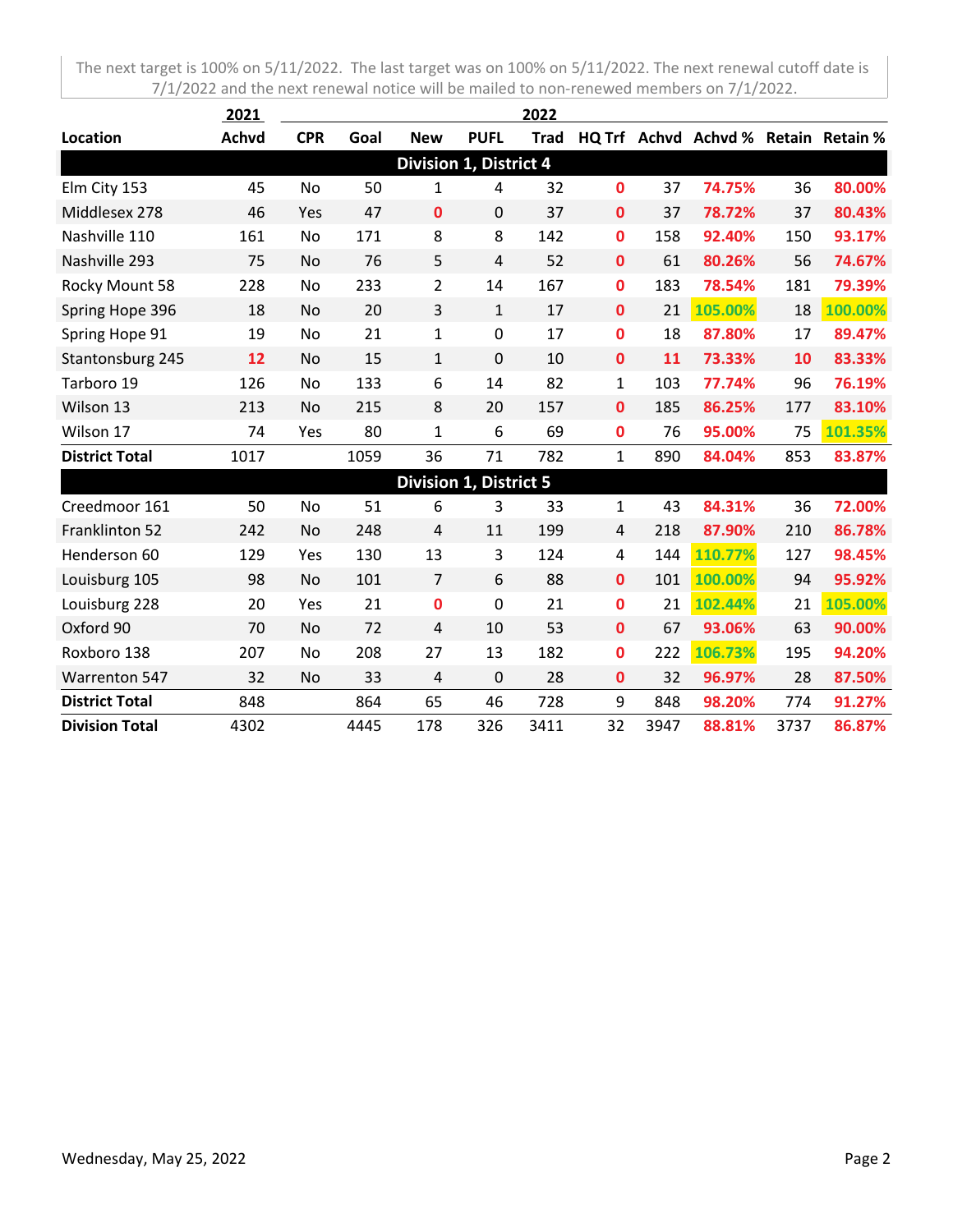The next target is 100% on 5/11/2022. The last target was on 100% on 5/11/2022. The next renewal cutoff date is 7/1/2022 and the next renewal notice will be mailed to non-renewed members on 7/1/2022.

| | 2021 | 2022 | | | | | | | | | |
|---|---|---|---|---|---|---|---|---|---|---|---|
| **Location** | **Achvd** | **CPR** | **Goal** | **New** | **PUFL** | **Trad** | **HQ Trf** | **Achvd** | **Achvd %** | **Retain** | **Retain %** |
| **Division 1, District 4** | | | | | | | | | | | |
| Elm City 153 | 45 | No | 50 | 1 | 4 | 32 | 0 | 37 | 74.75% | 36 | 80.00% |
| Middlesex 278 | 46 | Yes | 47 | 0 | 0 | 37 | 0 | 37 | 78.72% | 37 | 80.43% |
| Nashville 110 | 161 | No | 171 | 8 | 8 | 142 | 0 | 158 | 92.40% | 150 | 93.17% |
| Nashville 293 | 75 | No | 76 | 5 | 4 | 52 | 0 | 61 | 80.26% | 56 | 74.67% |
| Rocky Mount 58 | 228 | No | 233 | 2 | 14 | 167 | 0 | 183 | 78.54% | 181 | 79.39% |
| Spring Hope 396 | 18 | No | 20 | 3 | 1 | 17 | 0 | 21 | 105.00% | 18 | 100.00% |
| Spring Hope 91 | 19 | No | 21 | 1 | 0 | 17 | 0 | 18 | 87.80% | 17 | 89.47% |
| Stantonsburg 245 | 12 | No | 15 | 1 | 0 | 10 | 0 | 11 | 73.33% | 10 | 83.33% |
| Tarboro 19 | 126 | No | 133 | 6 | 14 | 82 | 1 | 103 | 77.74% | 96 | 76.19% |
| Wilson 13 | 213 | No | 215 | 8 | 20 | 157 | 0 | 185 | 86.25% | 177 | 83.10% |
| Wilson 17 | 74 | Yes | 80 | 1 | 6 | 69 | 0 | 76 | 95.00% | 75 | 101.35% |
| **District Total** | 1017 | | 1059 | 36 | 71 | 782 | 1 | 890 | 84.04% | 853 | 83.87% |
| **Division 1, District 5** | | | | | | | | | | | |
| Creedmoor 161 | 50 | No | 51 | 6 | 3 | 33 | 1 | 43 | 84.31% | 36 | 72.00% |
| Franklinton 52 | 242 | No | 248 | 4 | 11 | 199 | 4 | 218 | 87.90% | 210 | 86.78% |
| Henderson 60 | 129 | Yes | 130 | 13 | 3 | 124 | 4 | 144 | 110.77% | 127 | 98.45% |
| Louisburg 105 | 98 | No | 101 | 7 | 6 | 88 | 0 | 101 | 100.00% | 94 | 95.92% |
| Louisburg 228 | 20 | Yes | 21 | 0 | 0 | 21 | 0 | 21 | 102.44% | 21 | 105.00% |
| Oxford 90 | 70 | No | 72 | 4 | 10 | 53 | 0 | 67 | 93.06% | 63 | 90.00% |
| Roxboro 138 | 207 | No | 208 | 27 | 13 | 182 | 0 | 222 | 106.73% | 195 | 94.20% |
| Warrenton 547 | 32 | No | 33 | 4 | 0 | 28 | 0 | 32 | 96.97% | 28 | 87.50% |
| **District Total** | 848 | | 864 | 65 | 46 | 728 | 9 | 848 | 98.20% | 774 | 91.27% |
| **Division Total** | 4302 | | 4445 | 178 | 326 | 3411 | 32 | 3947 | 88.81% | 3737 | 86.87% |

Wednesday, May 25, 2022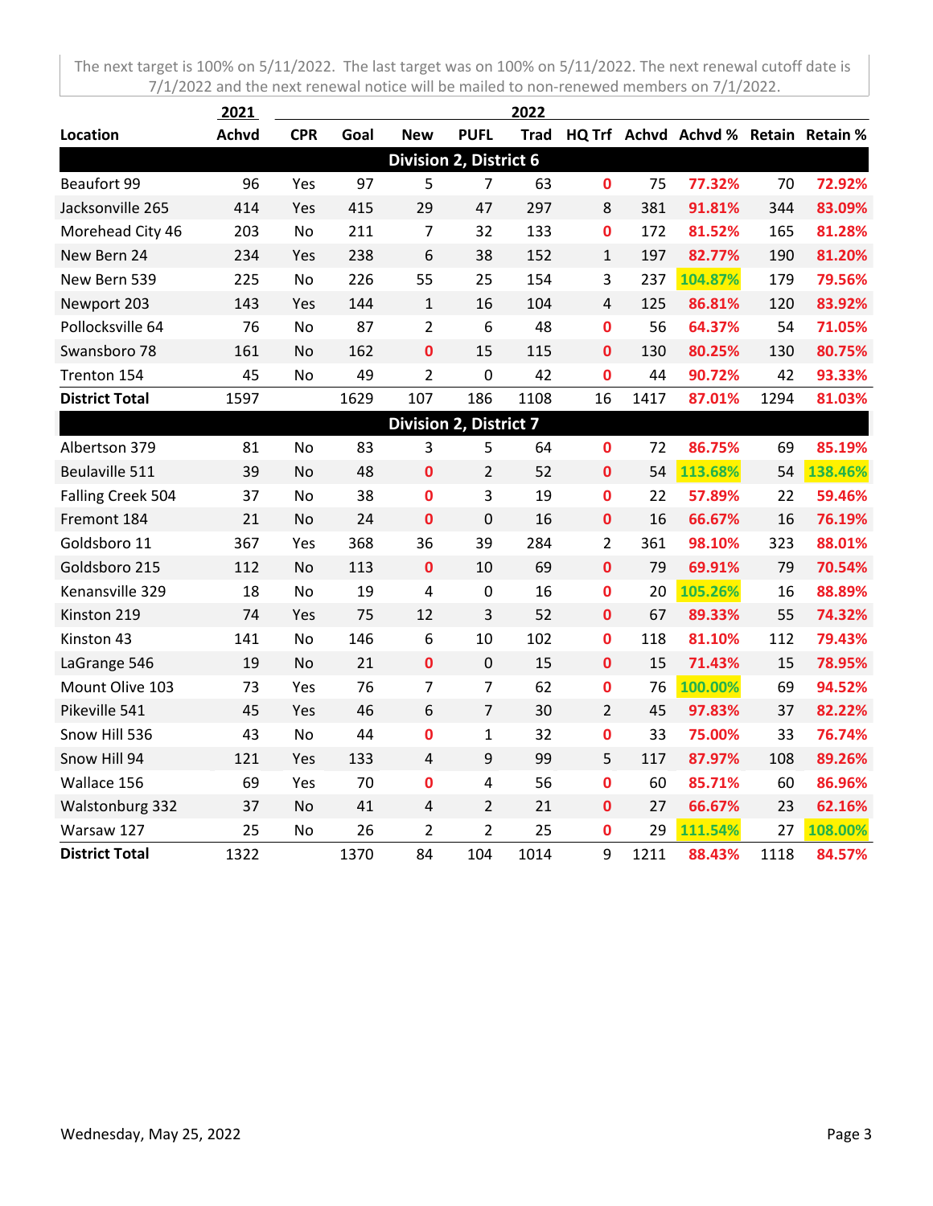The next target is 100% on 5/11/2022. The last target was on 100% on 5/11/2022. The next renewal cutoff date is 7/1/2022 and the next renewal notice will be mailed to non-renewed members on 7/1/2022.

| | 2021 | 2022 | | | | | | | | | |
|---|---|---|---|---|---|---|---|---|---|---|---|
| **Location** | **Achvd** | **CPR** | **Goal** | **New** | **PUFL** | **Trad** | **HQ Trf** | **Achvd** | **Achvd %** | **Retain** | **Retain %** |
| **Division 2, District 6** | | | | | | | | | | | |
| Beaufort 99 | 96 | Yes | 97 | 5 | 7 | 63 | 0 | 75 | 77.32% | 70 | 72.92% |
| Jacksonville 265 | 414 | Yes | 415 | 29 | 47 | 297 | 8 | 381 | 91.81% | 344 | 83.09% |
| Morehead City 46 | 203 | No | 211 | 7 | 32 | 133 | 0 | 172 | 81.52% | 165 | 81.28% |
| New Bern 24 | 234 | Yes | 238 | 6 | 38 | 152 | 1 | 197 | 82.77% | 190 | 81.20% |
| New Bern 539 | 225 | No | 226 | 55 | 25 | 154 | 3 | 237 | 104.87% | 179 | 79.56% |
| Newport 203 | 143 | Yes | 144 | 1 | 16 | 104 | 4 | 125 | 86.81% | 120 | 83.92% |
| Pollocksville 64 | 76 | No | 87 | 2 | 6 | 48 | 0 | 56 | 64.37% | 54 | 71.05% |
| Swansboro 78 | 161 | No | 162 | 0 | 15 | 115 | 0 | 130 | 80.25% | 130 | 80.75% |
| Trenton 154 | 45 | No | 49 | 2 | 0 | 42 | 0 | 44 | 90.72% | 42 | 93.33% |
| **District Total** | 1597 | | 1629 | 107 | 186 | 1108 | 16 | 1417 | 87.01% | 1294 | 81.03% |
| **Division 2, District 7** | | | | | | | | | | | |
| Albertson 379 | 81 | No | 83 | 3 | 5 | 64 | 0 | 72 | 86.75% | 69 | 85.19% |
| Beulaville 511 | 39 | No | 48 | 0 | 2 | 52 | 0 | 54 | 113.68% | 54 | 138.46% |
| Falling Creek 504 | 37 | No | 38 | 0 | 3 | 19 | 0 | 22 | 57.89% | 22 | 59.46% |
| Fremont 184 | 21 | No | 24 | 0 | 0 | 16 | 0 | 16 | 66.67% | 16 | 76.19% |
| Goldsboro 11 | 367 | Yes | 368 | 36 | 39 | 284 | 2 | 361 | 98.10% | 323 | 88.01% |
| Goldsboro 215 | 112 | No | 113 | 0 | 10 | 69 | 0 | 79 | 69.91% | 79 | 70.54% |
| Kenansville 329 | 18 | No | 19 | 4 | 0 | 16 | 0 | 20 | 105.26% | 16 | 88.89% |
| Kinston 219 | 74 | Yes | 75 | 12 | 3 | 52 | 0 | 67 | 89.33% | 55 | 74.32% |
| Kinston 43 | 141 | No | 146 | 6 | 10 | 102 | 0 | 118 | 81.10% | 112 | 79.43% |
| LaGrange 546 | 19 | No | 21 | 0 | 0 | 15 | 0 | 15 | 71.43% | 15 | 78.95% |
| Mount Olive 103 | 73 | Yes | 76 | 7 | 7 | 62 | 0 | 76 | 100.00% | 69 | 94.52% |
| Pikeville 541 | 45 | Yes | 46 | 6 | 7 | 30 | 2 | 45 | 97.83% | 37 | 82.22% |
| Snow Hill 536 | 43 | No | 44 | 0 | 1 | 32 | 0 | 33 | 75.00% | 33 | 76.74% |
| Snow Hill 94 | 121 | Yes | 133 | 4 | 9 | 99 | 5 | 117 | 87.97% | 108 | 89.26% |
| Wallace 156 | 69 | Yes | 70 | 0 | 4 | 56 | 0 | 60 | 85.71% | 60 | 86.96% |
| Walstonburg 332 | 37 | No | 41 | 4 | 2 | 21 | 0 | 27 | 66.67% | 23 | 62.16% |
| Warsaw 127 | 25 | No | 26 | 2 | 2 | 25 | 0 | 29 | 111.54% | 27 | 108.00% |
| **District Total** | 1322 | | 1370 | 84 | 104 | 1014 | 9 | 1211 | 88.43% | 1118 | 84.57% |

Wednesday, May 25, 2022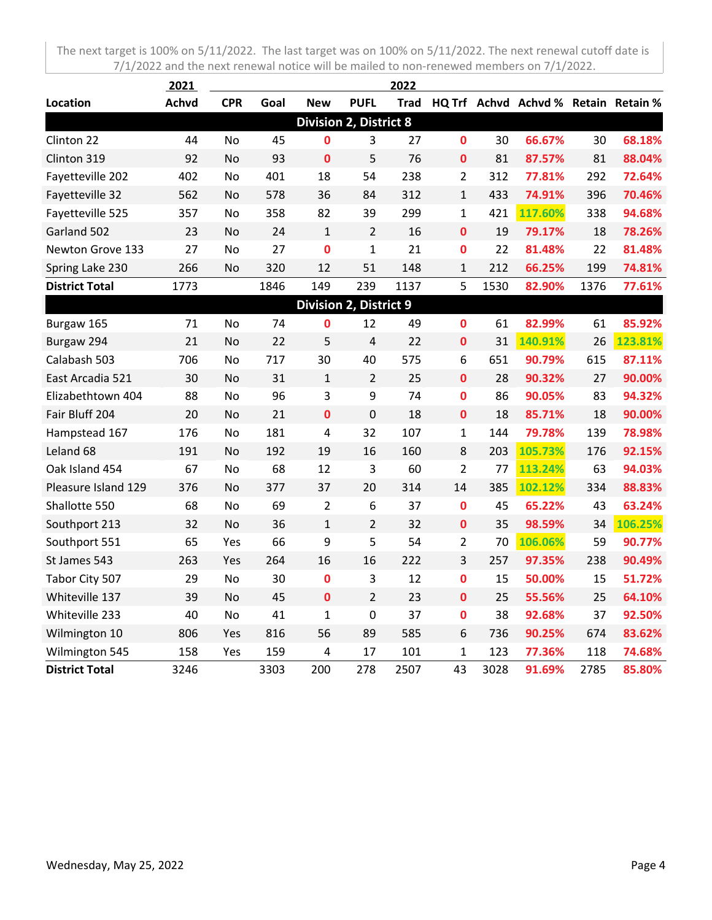The next target is 100% on 5/11/2022. The last target was on 100% on 5/11/2022. The next renewal cutoff date is 7/1/2022 and the next renewal notice will be mailed to non-renewed members on 7/1/2022.

| | 2021 | 2022 | | | | | | | | | |
|---|---|---|---|---|---|---|---|---|---|---|---|
| **Location** | **Achvd** | **CPR** | **Goal** | **New** | **PUFL** | **Trad** | **HQ Trf** | **Achvd** | **Achvd %** | **Retain** | **Retain %** |
| **Division 2, District 8** | | | | | | | | | | | |
| Clinton 22 | 44 | No | 45 | 0 | 3 | 27 | 0 | 30 | 66.67% | 30 | 68.18% |
| Clinton 319 | 92 | No | 93 | 0 | 5 | 76 | 0 | 81 | 87.57% | 81 | 88.04% |
| Fayetteville 202 | 402 | No | 401 | 18 | 54 | 238 | 2 | 312 | 77.81% | 292 | 72.64% |
| Fayetteville 32 | 562 | No | 578 | 36 | 84 | 312 | 1 | 433 | 74.91% | 396 | 70.46% |
| Fayetteville 525 | 357 | No | 358 | 82 | 39 | 299 | 1 | 421 | 117.60% | 338 | 94.68% |
| Garland 502 | 23 | No | 24 | 1 | 2 | 16 | 0 | 19 | 79.17% | 18 | 78.26% |
| Newton Grove 133 | 27 | No | 27 | 0 | 1 | 21 | 0 | 22 | 81.48% | 22 | 81.48% |
| Spring Lake 230 | 266 | No | 320 | 12 | 51 | 148 | 1 | 212 | 66.25% | 199 | 74.81% |
| **District Total** | 1773 | | 1846 | 149 | 239 | 1137 | 5 | 1530 | 82.90% | 1376 | 77.61% |
| **Division 2, District 9** | | | | | | | | | | | |
| Burgaw 165 | 71 | No | 74 | 0 | 12 | 49 | 0 | 61 | 82.99% | 61 | 85.92% |
| Burgaw 294 | 21 | No | 22 | 5 | 4 | 22 | 0 | 31 | 140.91% | 26 | 123.81% |
| Calabash 503 | 706 | No | 717 | 30 | 40 | 575 | 6 | 651 | 90.79% | 615 | 87.11% |
| East Arcadia 521 | 30 | No | 31 | 1 | 2 | 25 | 0 | 28 | 90.32% | 27 | 90.00% |
| Elizabethtown 404 | 88 | No | 96 | 3 | 9 | 74 | 0 | 86 | 90.05% | 83 | 94.32% |
| Fair Bluff 204 | 20 | No | 21 | 0 | 0 | 18 | 0 | 18 | 85.71% | 18 | 90.00% |
| Hampstead 167 | 176 | No | 181 | 4 | 32 | 107 | 1 | 144 | 79.78% | 139 | 78.98% |
| Leland 68 | 191 | No | 192 | 19 | 16 | 160 | 8 | 203 | 105.73% | 176 | 92.15% |
| Oak Island 454 | 67 | No | 68 | 12 | 3 | 60 | 2 | 77 | 113.24% | 63 | 94.03% |
| Pleasure Island 129 | 376 | No | 377 | 37 | 20 | 314 | 14 | 385 | 102.12% | 334 | 88.83% |
| Shallotte 550 | 68 | No | 69 | 2 | 6 | 37 | 0 | 45 | 65.22% | 43 | 63.24% |
| Southport 213 | 32 | No | 36 | 1 | 2 | 32 | 0 | 35 | 98.59% | 34 | 106.25% |
| Southport 551 | 65 | Yes | 66 | 9 | 5 | 54 | 2 | 70 | 106.06% | 59 | 90.77% |
| St James 543 | 263 | Yes | 264 | 16 | 16 | 222 | 3 | 257 | 97.35% | 238 | 90.49% |
| Tabor City 507 | 29 | No | 30 | 0 | 3 | 12 | 0 | 15 | 50.00% | 15 | 51.72% |
| Whiteville 137 | 39 | No | 45 | 0 | 2 | 23 | 0 | 25 | 55.56% | 25 | 64.10% |
| Whiteville 233 | 40 | No | 41 | 1 | 0 | 37 | 0 | 38 | 92.68% | 37 | 92.50% |
| Wilmington 10 | 806 | Yes | 816 | 56 | 89 | 585 | 6 | 736 | 90.25% | 674 | 83.62% |
| Wilmington 545 | 158 | Yes | 159 | 4 | 17 | 101 | 1 | 123 | 77.36% | 118 | 74.68% |
| **District Total** | 3246 | | 3303 | 200 | 278 | 2507 | 43 | 3028 | 91.69% | 2785 | 85.80% |

Wednesday, May 25, 2022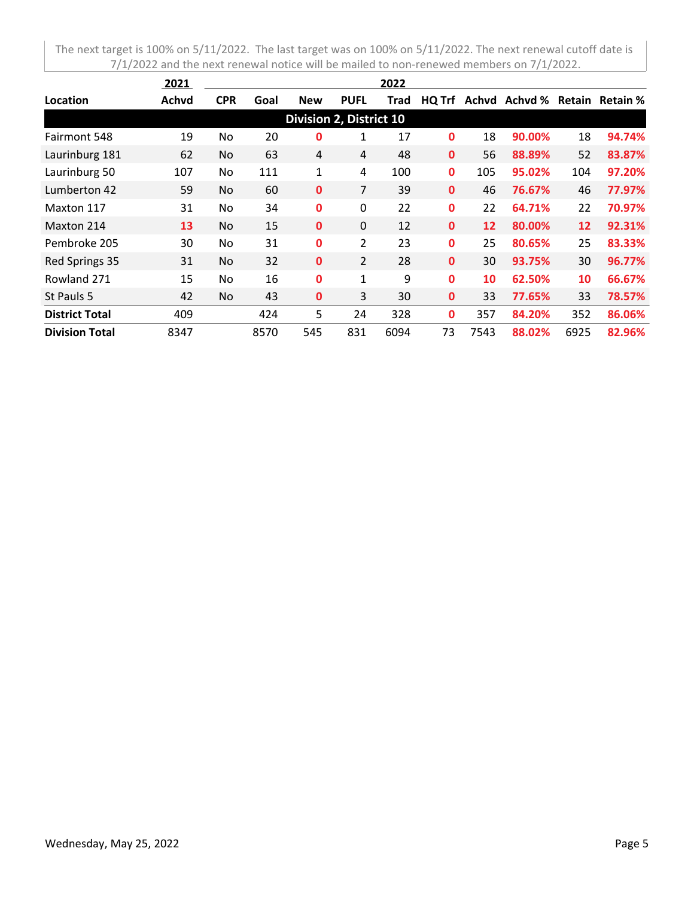The next target is 100% on 5/11/2022. The last target was on 100% on 5/11/2022. The next renewal cutoff date is 7/1/2022 and the next renewal notice will be mailed to non-renewed members on 7/1/2022.

| | 2021 | 2022 | | | | | | | | | |
|---|---|---|---|---|---|---|---|---|---|---|---|
| **Location** | **Achvd** | **CPR** | **Goal** | **New** | **PUFL** | **Trad** | **HQ Trf** | **Achvd** | **Achvd %** | **Retain** | **Retain %** |
| **Division 2, District 10** | | | | | | | | | | | |
| Fairmont 548 | 19 | No | 20 | 0 | 1 | 17 | 0 | 18 | 90.00% | 18 | 94.74% |
| Laurinburg 181 | 62 | No | 63 | 4 | 4 | 48 | 0 | 56 | 88.89% | 52 | 83.87% |
| Laurinburg 50 | 107 | No | 111 | 1 | 4 | 100 | 0 | 105 | 95.02% | 104 | 97.20% |
| Lumberton 42 | 59 | No | 60 | 0 | 7 | 39 | 0 | 46 | 76.67% | 46 | 77.97% |
| Maxton 117 | 31 | No | 34 | 0 | 0 | 22 | 0 | 22 | 64.71% | 22 | 70.97% |
| Maxton 214 | 13 | No | 15 | 0 | 0 | 12 | 0 | 12 | 80.00% | 12 | 92.31% |
| Pembroke 205 | 30 | No | 31 | 0 | 2 | 23 | 0 | 25 | 80.65% | 25 | 83.33% |
| Red Springs 35 | 31 | No | 32 | 0 | 2 | 28 | 0 | 30 | 93.75% | 30 | 96.77% |
| Rowland 271 | 15 | No | 16 | 0 | 1 | 9 | 0 | 10 | 62.50% | 10 | 66.67% |
| St Pauls 5 | 42 | No | 43 | 0 | 3 | 30 | 0 | 33 | 77.65% | 33 | 78.57% |
| **District Total** | 409 | | 424 | 5 | 24 | 328 | 0 | 357 | 84.20% | 352 | 86.06% |
| **Division Total** | 8347 | | 8570 | 545 | 831 | 6094 | 73 | 7543 | 88.02% | 6925 | 82.96% |

Wednesday, May 25, 2022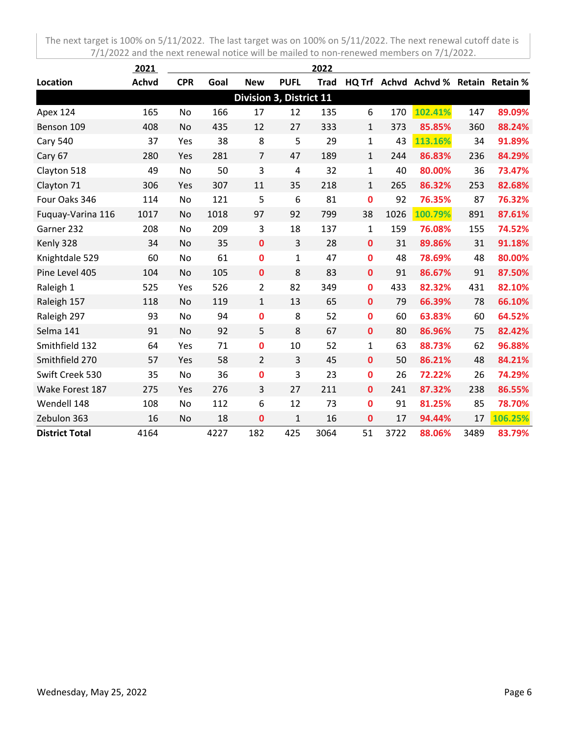The next target is 100% on 5/11/2022. The last target was on 100% on 5/11/2022. The next renewal cutoff date is 7/1/2022 and the next renewal notice will be mailed to non-renewed members on 7/1/2022.

| | 2021 | 2022 | | | | | | | | | |
|---|---|---|---|---|---|---|---|---|---|---|---|
| **Location** | **Achvd** | **CPR** | **Goal** | **New** | **PUFL** | **Trad** | **HQ Trf** | **Achvd** | **Achvd %** | **Retain** | **Retain %** |
| **Division 3, District 11** | | | | | | | | | | | |
| Apex 124 | 165 | No | 166 | 17 | 12 | 135 | 6 | 170 | 102.41% | 147 | 89.09% |
| Benson 109 | 408 | No | 435 | 12 | 27 | 333 | 1 | 373 | 85.85% | 360 | 88.24% |
| Cary 540 | 37 | Yes | 38 | 8 | 5 | 29 | 1 | 43 | 113.16% | 34 | 91.89% |
| Cary 67 | 280 | Yes | 281 | 7 | 47 | 189 | 1 | 244 | 86.83% | 236 | 84.29% |
| Clayton 518 | 49 | No | 50 | 3 | 4 | 32 | 1 | 40 | 80.00% | 36 | 73.47% |
| Clayton 71 | 306 | Yes | 307 | 11 | 35 | 218 | 1 | 265 | 86.32% | 253 | 82.68% |
| Four Oaks 346 | 114 | No | 121 | 5 | 6 | 81 | 0 | 92 | 76.35% | 87 | 76.32% |
| Fuquay-Varina 116 | 1017 | No | 1018 | 97 | 92 | 799 | 38 | 1026 | 100.79% | 891 | 87.61% |
| Garner 232 | 208 | No | 209 | 3 | 18 | 137 | 1 | 159 | 76.08% | 155 | 74.52% |
| Kenly 328 | 34 | No | 35 | 0 | 3 | 28 | 0 | 31 | 89.86% | 31 | 91.18% |
| Knightdale 529 | 60 | No | 61 | 0 | 1 | 47 | 0 | 48 | 78.69% | 48 | 80.00% |
| Pine Level 405 | 104 | No | 105 | 0 | 8 | 83 | 0 | 91 | 86.67% | 91 | 87.50% |
| Raleigh 1 | 525 | Yes | 526 | 2 | 82 | 349 | 0 | 433 | 82.32% | 431 | 82.10% |
| Raleigh 157 | 118 | No | 119 | 1 | 13 | 65 | 0 | 79 | 66.39% | 78 | 66.10% |
| Raleigh 297 | 93 | No | 94 | 0 | 8 | 52 | 0 | 60 | 63.83% | 60 | 64.52% |
| Selma 141 | 91 | No | 92 | 5 | 8 | 67 | 0 | 80 | 86.96% | 75 | 82.42% |
| Smithfield 132 | 64 | Yes | 71 | 0 | 10 | 52 | 1 | 63 | 88.73% | 62 | 96.88% |
| Smithfield 270 | 57 | Yes | 58 | 2 | 3 | 45 | 0 | 50 | 86.21% | 48 | 84.21% |
| Swift Creek 530 | 35 | No | 36 | 0 | 3 | 23 | 0 | 26 | 72.22% | 26 | 74.29% |
| Wake Forest 187 | 275 | Yes | 276 | 3 | 27 | 211 | 0 | 241 | 87.32% | 238 | 86.55% |
| Wendell 148 | 108 | No | 112 | 6 | 12 | 73 | 0 | 91 | 81.25% | 85 | 78.70% |
| Zebulon 363 | 16 | No | 18 | 0 | 1 | 16 | 0 | 17 | 94.44% | 17 | 106.25% |
| **District Total** | 4164 | | 4227 | 182 | 425 | 3064 | 51 | 3722 | 88.06% | 3489 | 83.79% |

Wednesday, May 25, 2022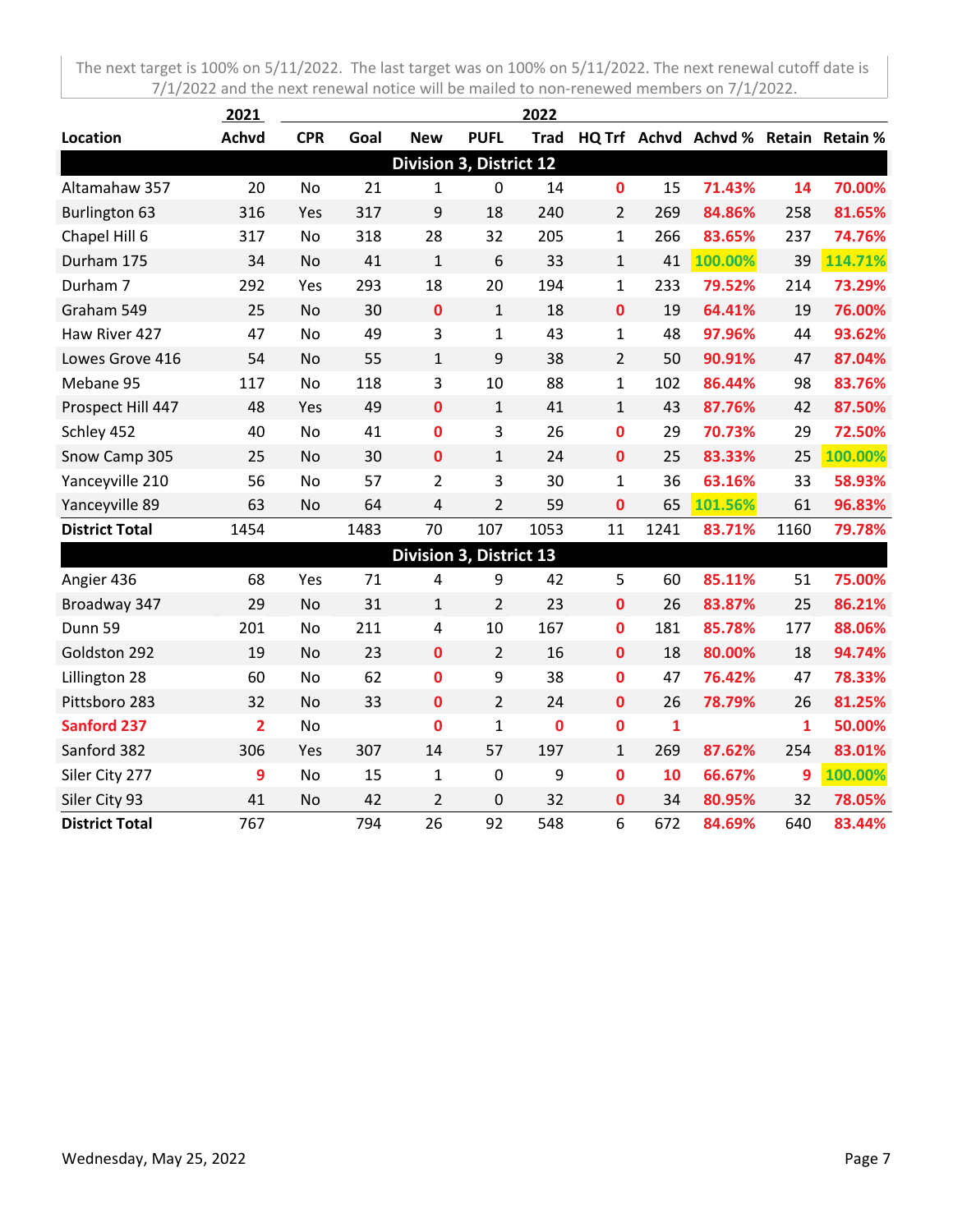The next target is 100% on 5/11/2022. The last target was on 100% on 5/11/2022. The next renewal cutoff date is 7/1/2022 and the next renewal notice will be mailed to non-renewed members on 7/1/2022.

| | 2021 | 2022 | | | | | | | | | |
|---|---|---|---|---|---|---|---|---|---|---|---|
| **Location** | **Achvd** | **CPR** | **Goal** | **New** | **PUFL** | **Trad** | **HQ Trf** | **Achvd** | **Achvd %** | **Retain** | **Retain %** |
| **Division 3, District 12** | | | | | | | | | | | |
| Altamahaw 357 | 20 | No | 21 | 1 | 0 | 14 | 0 | 15 | 71.43% | 14 | 70.00% |
| Burlington 63 | 316 | Yes | 317 | 9 | 18 | 240 | 2 | 269 | 84.86% | 258 | 81.65% |
| Chapel Hill 6 | 317 | No | 318 | 28 | 32 | 205 | 1 | 266 | 83.65% | 237 | 74.76% |
| Durham 175 | 34 | No | 41 | 1 | 6 | 33 | 1 | 41 | 100.00% | 39 | 114.71% |
| Durham 7 | 292 | Yes | 293 | 18 | 20 | 194 | 1 | 233 | 79.52% | 214 | 73.29% |
| Graham 549 | 25 | No | 30 | 0 | 1 | 18 | 0 | 19 | 64.41% | 19 | 76.00% |
| Haw River 427 | 47 | No | 49 | 3 | 1 | 43 | 1 | 48 | 97.96% | 44 | 93.62% |
| Lowes Grove 416 | 54 | No | 55 | 1 | 9 | 38 | 2 | 50 | 90.91% | 47 | 87.04% |
| Mebane 95 | 117 | No | 118 | 3 | 10 | 88 | 1 | 102 | 86.44% | 98 | 83.76% |
| Prospect Hill 447 | 48 | Yes | 49 | 0 | 1 | 41 | 1 | 43 | 87.76% | 42 | 87.50% |
| Schley 452 | 40 | No | 41 | 0 | 3 | 26 | 0 | 29 | 70.73% | 29 | 72.50% |
| Snow Camp 305 | 25 | No | 30 | 0 | 1 | 24 | 0 | 25 | 83.33% | 25 | 100.00% |
| Yanceyville 210 | 56 | No | 57 | 2 | 3 | 30 | 1 | 36 | 63.16% | 33 | 58.93% |
| Yanceyville 89 | 63 | No | 64 | 4 | 2 | 59 | 0 | 65 | 101.56% | 61 | 96.83% |
| **District Total** | 1454 | | 1483 | 70 | 107 | 1053 | 11 | 1241 | 83.71% | 1160 | 79.78% |
| **Division 3, District 13** | | | | | | | | | | | |
| Angier 436 | 68 | Yes | 71 | 4 | 9 | 42 | 5 | 60 | 85.11% | 51 | 75.00% |
| Broadway 347 | 29 | No | 31 | 1 | 2 | 23 | 0 | 26 | 83.87% | 25 | 86.21% |
| Dunn 59 | 201 | No | 211 | 4 | 10 | 167 | 0 | 181 | 85.78% | 177 | 88.06% |
| Goldston 292 | 19 | No | 23 | 0 | 2 | 16 | 0 | 18 | 80.00% | 18 | 94.74% |
| Lillington 28 | 60 | No | 62 | 0 | 9 | 38 | 0 | 47 | 76.42% | 47 | 78.33% |
| Pittsboro 283 | 32 | No | 33 | 0 | 2 | 24 | 0 | 26 | 78.79% | 26 | 81.25% |
| Sanford 237 | 2 | No | | 0 | 1 | 0 | 0 | 1 | | 1 | 50.00% |
| Sanford 382 | 306 | Yes | 307 | 14 | 57 | 197 | 1 | 269 | 87.62% | 254 | 83.01% |
| Siler City 277 | 9 | No | 15 | 1 | 0 | 9 | 0 | 10 | 66.67% | 9 | 100.00% |
| Siler City 93 | 41 | No | 42 | 2 | 0 | 32 | 0 | 34 | 80.95% | 32 | 78.05% |
| **District Total** | 767 | | 794 | 26 | 92 | 548 | 6 | 672 | 84.69% | 640 | 83.44% |

Wednesday, May 25, 2022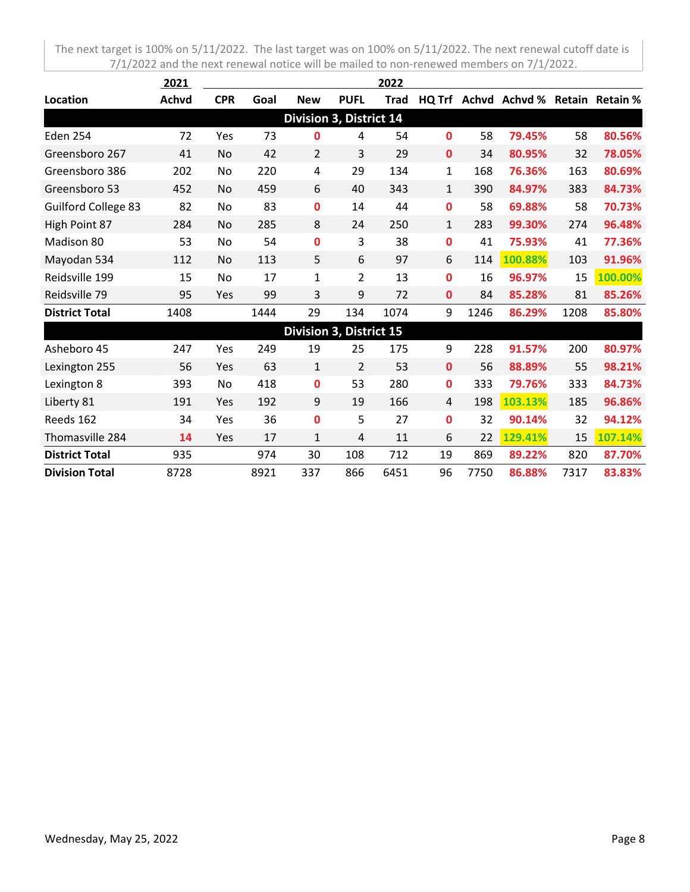The next target is 100% on 5/11/2022. The last target was on 100% on 5/11/2022. The next renewal cutoff date is 7/1/2022 and the next renewal notice will be mailed to non-renewed members on 7/1/2022.

| | 2021 | 2022 | | | | | | | | | |
|---|---|---|---|---|---|---|---|---|---|---|---|
| **Location** | **Achvd** | **CPR** | **Goal** | **New** | **PUFL** | **Trad** | **HQ Trf** | **Achvd** | **Achvd %** | **Retain** | **Retain %** |
| **Division 3, District 14** | | | | | | | | | | | |
| Eden 254 | 72 | Yes | 73 | 0 | 4 | 54 | 0 | 58 | 79.45% | 58 | 80.56% |
| Greensboro 267 | 41 | No | 42 | 2 | 3 | 29 | 0 | 34 | 80.95% | 32 | 78.05% |
| Greensboro 386 | 202 | No | 220 | 4 | 29 | 134 | 1 | 168 | 76.36% | 163 | 80.69% |
| Greensboro 53 | 452 | No | 459 | 6 | 40 | 343 | 1 | 390 | 84.97% | 383 | 84.73% |
| Guilford College 83 | 82 | No | 83 | 0 | 14 | 44 | 0 | 58 | 69.88% | 58 | 70.73% |
| High Point 87 | 284 | No | 285 | 8 | 24 | 250 | 1 | 283 | 99.30% | 274 | 96.48% |
| Madison 80 | 53 | No | 54 | 0 | 3 | 38 | 0 | 41 | 75.93% | 41 | 77.36% |
| Mayodan 534 | 112 | No | 113 | 5 | 6 | 97 | 6 | 114 | 100.88% | 103 | 91.96% |
| Reidsville 199 | 15 | No | 17 | 1 | 2 | 13 | 0 | 16 | 96.97% | 15 | 100.00% |
| Reidsville 79 | 95 | Yes | 99 | 3 | 9 | 72 | 0 | 84 | 85.28% | 81 | 85.26% |
| **District Total** | 1408 | | 1444 | 29 | 134 | 1074 | 9 | 1246 | 86.29% | 1208 | 85.80% |
| **Division 3, District 15** | | | | | | | | | | | |
| Asheboro 45 | 247 | Yes | 249 | 19 | 25 | 175 | 9 | 228 | 91.57% | 200 | 80.97% |
| Lexington 255 | 56 | Yes | 63 | 1 | 2 | 53 | 0 | 56 | 88.89% | 55 | 98.21% |
| Lexington 8 | 393 | No | 418 | 0 | 53 | 280 | 0 | 333 | 79.76% | 333 | 84.73% |
| Liberty 81 | 191 | Yes | 192 | 9 | 19 | 166 | 4 | 198 | 103.13% | 185 | 96.86% |
| Reeds 162 | 34 | Yes | 36 | 0 | 5 | 27 | 0 | 32 | 90.14% | 32 | 94.12% |
| Thomasville 284 | 14 | Yes | 17 | 1 | 4 | 11 | 6 | 22 | 129.41% | 15 | 107.14% |
| **District Total** | 935 | | 974 | 30 | 108 | 712 | 19 | 869 | 89.22% | 820 | 87.70% |
| **Division Total** | 8728 | | 8921 | 337 | 866 | 6451 | 96 | 7750 | 86.88% | 7317 | 83.83% |

Wednesday, May 25, 2022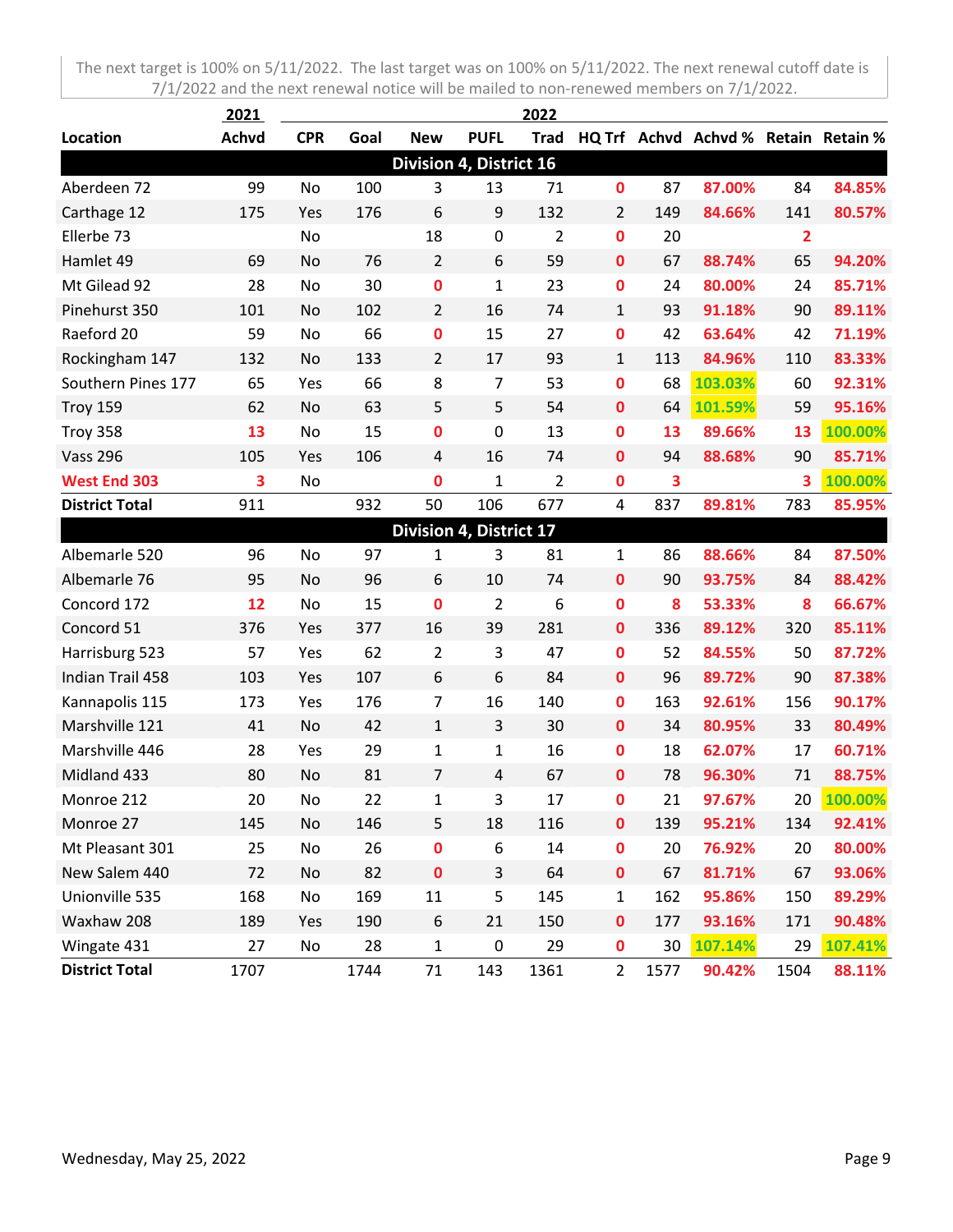The next target is 100% on 5/11/2022. The last target was on 100% on 5/11/2022. The next renewal cutoff date is 7/1/2022 and the next renewal notice will be mailed to non-renewed members on 7/1/2022.

| | 2021 | 2022 | | | | | | | | | |
|---|---|---|---|---|---|---|---|---|---|---|---|
| **Location** | **Achvd** | **CPR** | **Goal** | **New** | **PUFL** | **Trad** | **HQ Trf** | **Achvd** | **Achvd %** | **Retain** | **Retain %** |
| **Division 4, District 16** | | | | | | | | | | | |
| Aberdeen 72 | 99 | No | 100 | 3 | 13 | 71 | 0 | 87 | 87.00% | 84 | 84.85% |
| Carthage 12 | 175 | Yes | 176 | 6 | 9 | 132 | 2 | 149 | 84.66% | 141 | 80.57% |
| Ellerbe 73 | | No | | 18 | 0 | 2 | 0 | 20 | | 2 | |
| Hamlet 49 | 69 | No | 76 | 2 | 6 | 59 | 0 | 67 | 88.74% | 65 | 94.20% |
| Mt Gilead 92 | 28 | No | 30 | 0 | 1 | 23 | 0 | 24 | 80.00% | 24 | 85.71% |
| Pinehurst 350 | 101 | No | 102 | 2 | 16 | 74 | 1 | 93 | 91.18% | 90 | 89.11% |
| Raeford 20 | 59 | No | 66 | 0 | 15 | 27 | 0 | 42 | 63.64% | 42 | 71.19% |
| Rockingham 147 | 132 | No | 133 | 2 | 17 | 93 | 1 | 113 | 84.96% | 110 | 83.33% |
| Southern Pines 177 | 65 | Yes | 66 | 8 | 7 | 53 | 0 | 68 | 103.03% | 60 | 92.31% |
| Troy 159 | 62 | No | 63 | 5 | 5 | 54 | 0 | 64 | 101.59% | 59 | 95.16% |
| Troy 358 | 13 | No | 15 | 0 | 0 | 13 | 0 | 13 | 89.66% | 13 | 100.00% |
| Vass 296 | 105 | Yes | 106 | 4 | 16 | 74 | 0 | 94 | 88.68% | 90 | 85.71% |
| West End 303 | 3 | No | | 0 | 1 | 2 | 0 | 3 | | 3 | 100.00% |
| **District Total** | 911 | | 932 | 50 | 106 | 677 | 4 | 837 | 89.81% | 783 | 85.95% |
| **Division 4, District 17** | | | | | | | | | | | |
| Albemarle 520 | 96 | No | 97 | 1 | 3 | 81 | 1 | 86 | 88.66% | 84 | 87.50% |
| Albemarle 76 | 95 | No | 96 | 6 | 10 | 74 | 0 | 90 | 93.75% | 84 | 88.42% |
| Concord 172 | 12 | No | 15 | 0 | 2 | 6 | 0 | 8 | 53.33% | 8 | 66.67% |
| Concord 51 | 376 | Yes | 377 | 16 | 39 | 281 | 0 | 336 | 89.12% | 320 | 85.11% |
| Harrisburg 523 | 57 | Yes | 62 | 2 | 3 | 47 | 0 | 52 | 84.55% | 50 | 87.72% |
| Indian Trail 458 | 103 | Yes | 107 | 6 | 6 | 84 | 0 | 96 | 89.72% | 90 | 87.38% |
| Kannapolis 115 | 173 | Yes | 176 | 7 | 16 | 140 | 0 | 163 | 92.61% | 156 | 90.17% |
| Marshville 121 | 41 | No | 42 | 1 | 3 | 30 | 0 | 34 | 80.95% | 33 | 80.49% |
| Marshville 446 | 28 | Yes | 29 | 1 | 1 | 16 | 0 | 18 | 62.07% | 17 | 60.71% |
| Midland 433 | 80 | No | 81 | 7 | 4 | 67 | 0 | 78 | 96.30% | 71 | 88.75% |
| Monroe 212 | 20 | No | 22 | 1 | 3 | 17 | 0 | 21 | 97.67% | 20 | 100.00% |
| Monroe 27 | 145 | No | 146 | 5 | 18 | 116 | 0 | 139 | 95.21% | 134 | 92.41% |
| Mt Pleasant 301 | 25 | No | 26 | 0 | 6 | 14 | 0 | 20 | 76.92% | 20 | 80.00% |
| New Salem 440 | 72 | No | 82 | 0 | 3 | 64 | 0 | 67 | 81.71% | 67 | 93.06% |
| Unionville 535 | 168 | No | 169 | 11 | 5 | 145 | 1 | 162 | 95.86% | 150 | 89.29% |
| Waxhaw 208 | 189 | Yes | 190 | 6 | 21 | 150 | 0 | 177 | 93.16% | 171 | 90.48% |
| Wingate 431 | 27 | No | 28 | 1 | 0 | 29 | 0 | 30 | 107.14% | 29 | 107.41% |
| **District Total** | 1707 | | 1744 | 71 | 143 | 1361 | 2 | 1577 | 90.42% | 1504 | 88.11% |

Wednesday, May 25, 2022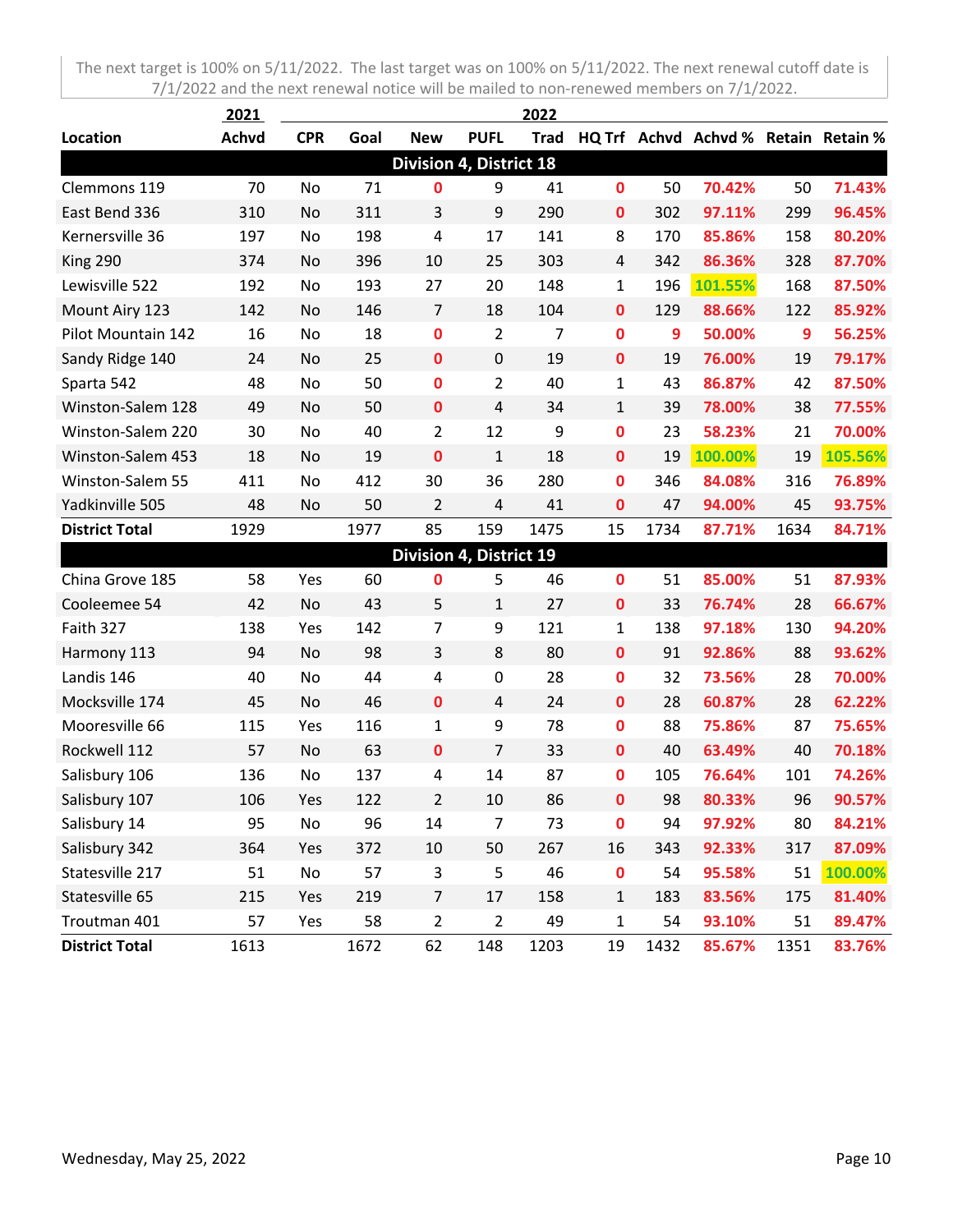The next target is 100% on 5/11/2022. The last target was on 100% on 5/11/2022. The next renewal cutoff date is 7/1/2022 and the next renewal notice will be mailed to non-renewed members on 7/1/2022.

| | 2021 | 2022 | | | | | | | | | |
|---|---|---|---|---|---|---|---|---|---|---|---|
| **Location** | **Achvd** | **CPR** | **Goal** | **New** | **PUFL** | **Trad** | **HQ Trf** | **Achvd** | **Achvd %** | **Retain** | **Retain %** |
| **Division 4, District 18** | | | | | | | | | | | |
| Clemmons 119 | 70 | No | 71 | 0 | 9 | 41 | 0 | 50 | 70.42% | 50 | 71.43% |
| East Bend 336 | 310 | No | 311 | 3 | 9 | 290 | 0 | 302 | 97.11% | 299 | 96.45% |
| Kernersville 36 | 197 | No | 198 | 4 | 17 | 141 | 8 | 170 | 85.86% | 158 | 80.20% |
| King 290 | 374 | No | 396 | 10 | 25 | 303 | 4 | 342 | 86.36% | 328 | 87.70% |
| Lewisville 522 | 192 | No | 193 | 27 | 20 | 148 | 1 | 196 | 101.55% | 168 | 87.50% |
| Mount Airy 123 | 142 | No | 146 | 7 | 18 | 104 | 0 | 129 | 88.66% | 122 | 85.92% |
| Pilot Mountain 142 | 16 | No | 18 | 0 | 2 | 7 | 0 | 9 | 50.00% | 9 | 56.25% |
| Sandy Ridge 140 | 24 | No | 25 | 0 | 0 | 19 | 0 | 19 | 76.00% | 19 | 79.17% |
| Sparta 542 | 48 | No | 50 | 0 | 2 | 40 | 1 | 43 | 86.87% | 42 | 87.50% |
| Winston-Salem 128 | 49 | No | 50 | 0 | 4 | 34 | 1 | 39 | 78.00% | 38 | 77.55% |
| Winston-Salem 220 | 30 | No | 40 | 2 | 12 | 9 | 0 | 23 | 58.23% | 21 | 70.00% |
| Winston-Salem 453 | 18 | No | 19 | 0 | 1 | 18 | 0 | 19 | 100.00% | 19 | 105.56% |
| Winston-Salem 55 | 411 | No | 412 | 30 | 36 | 280 | 0 | 346 | 84.08% | 316 | 76.89% |
| Yadkinville 505 | 48 | No | 50 | 2 | 4 | 41 | 0 | 47 | 94.00% | 45 | 93.75% |
| **District Total** | 1929 | | 1977 | 85 | 159 | 1475 | 15 | 1734 | 87.71% | 1634 | 84.71% |
| **Division 4, District 19** | | | | | | | | | | | |
| China Grove 185 | 58 | Yes | 60 | 0 | 5 | 46 | 0 | 51 | 85.00% | 51 | 87.93% |
| Cooleemee 54 | 42 | No | 43 | 5 | 1 | 27 | 0 | 33 | 76.74% | 28 | 66.67% |
| Faith 327 | 138 | Yes | 142 | 7 | 9 | 121 | 1 | 138 | 97.18% | 130 | 94.20% |
| Harmony 113 | 94 | No | 98 | 3 | 8 | 80 | 0 | 91 | 92.86% | 88 | 93.62% |
| Landis 146 | 40 | No | 44 | 4 | 0 | 28 | 0 | 32 | 73.56% | 28 | 70.00% |
| Mocksville 174 | 45 | No | 46 | 0 | 4 | 24 | 0 | 28 | 60.87% | 28 | 62.22% |
| Mooresville 66 | 115 | Yes | 116 | 1 | 9 | 78 | 0 | 88 | 75.86% | 87 | 75.65% |
| Rockwell 112 | 57 | No | 63 | 0 | 7 | 33 | 0 | 40 | 63.49% | 40 | 70.18% |
| Salisbury 106 | 136 | No | 137 | 4 | 14 | 87 | 0 | 105 | 76.64% | 101 | 74.26% |
| Salisbury 107 | 106 | Yes | 122 | 2 | 10 | 86 | 0 | 98 | 80.33% | 96 | 90.57% |
| Salisbury 14 | 95 | No | 96 | 14 | 7 | 73 | 0 | 94 | 97.92% | 80 | 84.21% |
| Salisbury 342 | 364 | Yes | 372 | 10 | 50 | 267 | 16 | 343 | 92.33% | 317 | 87.09% |
| Statesville 217 | 51 | No | 57 | 3 | 5 | 46 | 0 | 54 | 95.58% | 51 | 100.00% |
| Statesville 65 | 215 | Yes | 219 | 7 | 17 | 158 | 1 | 183 | 83.56% | 175 | 81.40% |
| Troutman 401 | 57 | Yes | 58 | 2 | 2 | 49 | 1 | 54 | 93.10% | 51 | 89.47% |
| **District Total** | 1613 | | 1672 | 62 | 148 | 1203 | 19 | 1432 | 85.67% | 1351 | 83.76% |

Wednesday, May 25, 2022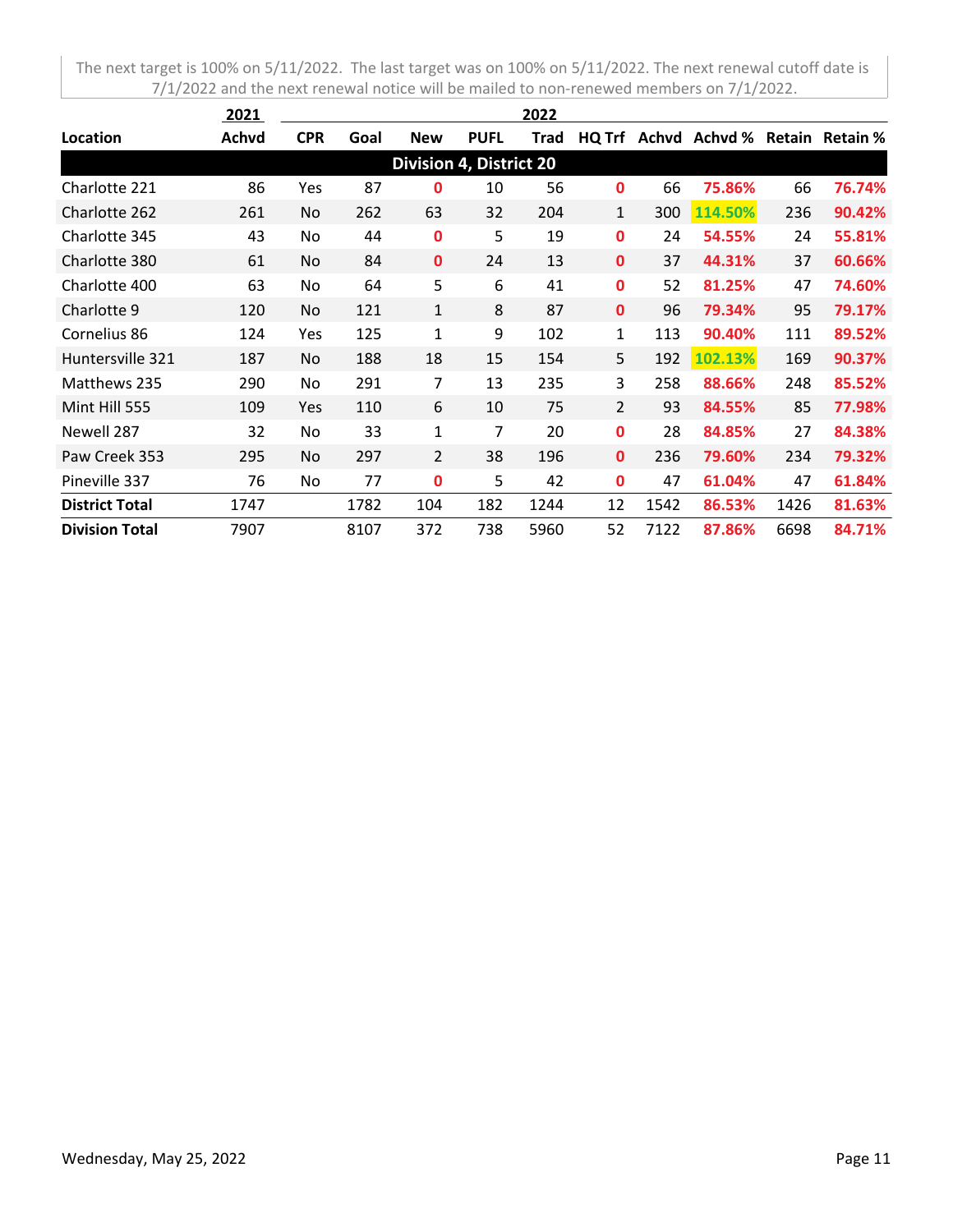The next target is 100% on 5/11/2022. The last target was on 100% on 5/11/2022. The next renewal cutoff date is 7/1/2022 and the next renewal notice will be mailed to non-renewed members on 7/1/2022.

| | 2021 | 2022 | | | | | | | | | |
|---|---|---|---|---|---|---|---|---|---|---|---|
| **Location** | **Achvd** | **CPR** | **Goal** | **New** | **PUFL** | **Trad** | **HQ Trf** | **Achvd** | **Achvd %** | **Retain** | **Retain %** |
| **Division 4, District 20** | | | | | | | | | | | |
| Charlotte 221 | 86 | Yes | 87 | 0 | 10 | 56 | 0 | 66 | 75.86% | 66 | 76.74% |
| Charlotte 262 | 261 | No | 262 | 63 | 32 | 204 | 1 | 300 | 114.50% | 236 | 90.42% |
| Charlotte 345 | 43 | No | 44 | 0 | 5 | 19 | 0 | 24 | 54.55% | 24 | 55.81% |
| Charlotte 380 | 61 | No | 84 | 0 | 24 | 13 | 0 | 37 | 44.31% | 37 | 60.66% |
| Charlotte 400 | 63 | No | 64 | 5 | 6 | 41 | 0 | 52 | 81.25% | 47 | 74.60% |
| Charlotte 9 | 120 | No | 121 | 1 | 8 | 87 | 0 | 96 | 79.34% | 95 | 79.17% |
| Cornelius 86 | 124 | Yes | 125 | 1 | 9 | 102 | 1 | 113 | 90.40% | 111 | 89.52% |
| Huntersville 321 | 187 | No | 188 | 18 | 15 | 154 | 5 | 192 | 102.13% | 169 | 90.37% |
| Matthews 235 | 290 | No | 291 | 7 | 13 | 235 | 3 | 258 | 88.66% | 248 | 85.52% |
| Mint Hill 555 | 109 | Yes | 110 | 6 | 10 | 75 | 2 | 93 | 84.55% | 85 | 77.98% |
| Newell 287 | 32 | No | 33 | 1 | 7 | 20 | 0 | 28 | 84.85% | 27 | 84.38% |
| Paw Creek 353 | 295 | No | 297 | 2 | 38 | 196 | 0 | 236 | 79.60% | 234 | 79.32% |
| Pineville 337 | 76 | No | 77 | 0 | 5 | 42 | 0 | 47 | 61.04% | 47 | 61.84% |
| **District Total** | 1747 | | 1782 | 104 | 182 | 1244 | 12 | 1542 | 86.53% | 1426 | 81.63% |
| **Division Total** | 7907 | | 8107 | 372 | 738 | 5960 | 52 | 7122 | 87.86% | 6698 | 84.71% |

Wednesday, May 25, 2022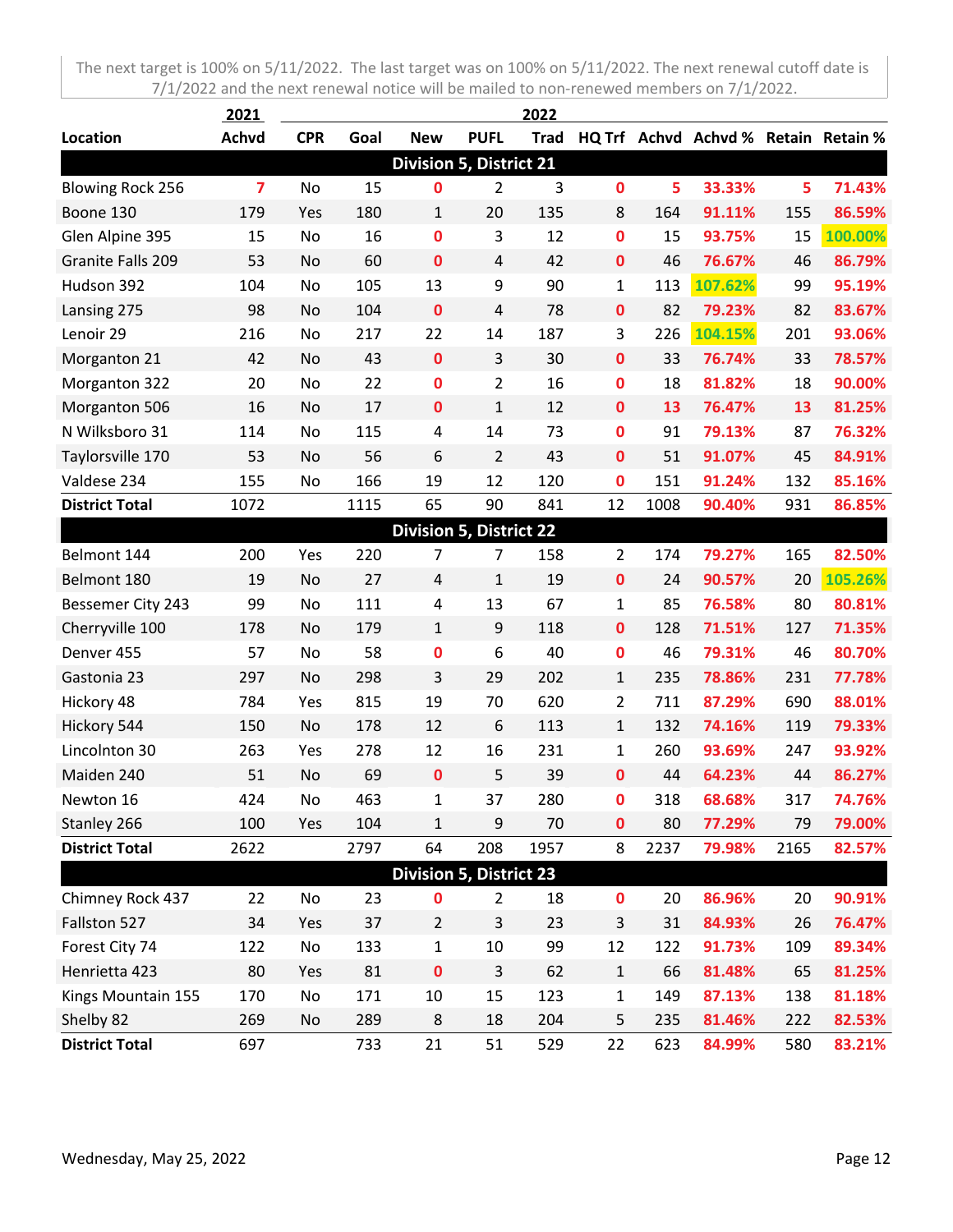The next target is 100% on 5/11/2022. The last target was on 100% on 5/11/2022. The next renewal cutoff date is 7/1/2022 and the next renewal notice will be mailed to non-renewed members on 7/1/2022.

| | 2021 | 2022 | | | | | | | | | |
|---|---|---|---|---|---|---|---|---|---|---|---|
| **Location** | **Achvd** | **CPR** | **Goal** | **New** | **PUFL** | **Trad** | **HQ Trf** | **Achvd** | **Achvd %** | **Retain** | **Retain %** |
| **Division 5, District 21** | | | | | | | | | | | |
| Blowing Rock 256 | 7 | No | 15 | 0 | 2 | 3 | 0 | 5 | 33.33% | 5 | 71.43% |
| Boone 130 | 179 | Yes | 180 | 1 | 20 | 135 | 8 | 164 | 91.11% | 155 | 86.59% |
| Glen Alpine 395 | 15 | No | 16 | 0 | 3 | 12 | 0 | 15 | 93.75% | 15 | 100.00% |
| Granite Falls 209 | 53 | No | 60 | 0 | 4 | 42 | 0 | 46 | 76.67% | 46 | 86.79% |
| Hudson 392 | 104 | No | 105 | 13 | 9 | 90 | 1 | 113 | 107.62% | 99 | 95.19% |
| Lansing 275 | 98 | No | 104 | 0 | 4 | 78 | 0 | 82 | 79.23% | 82 | 83.67% |
| Lenoir 29 | 216 | No | 217 | 22 | 14 | 187 | 3 | 226 | 104.15% | 201 | 93.06% |
| Morganton 21 | 42 | No | 43 | 0 | 3 | 30 | 0 | 33 | 76.74% | 33 | 78.57% |
| Morganton 322 | 20 | No | 22 | 0 | 2 | 16 | 0 | 18 | 81.82% | 18 | 90.00% |
| Morganton 506 | 16 | No | 17 | 0 | 1 | 12 | 0 | 13 | 76.47% | 13 | 81.25% |
| N Wilksboro 31 | 114 | No | 115 | 4 | 14 | 73 | 0 | 91 | 79.13% | 87 | 76.32% |
| Taylorsville 170 | 53 | No | 56 | 6 | 2 | 43 | 0 | 51 | 91.07% | 45 | 84.91% |
| Valdese 234 | 155 | No | 166 | 19 | 12 | 120 | 0 | 151 | 91.24% | 132 | 85.16% |
| **District Total** | 1072 | | 1115 | 65 | 90 | 841 | 12 | 1008 | 90.40% | 931 | 86.85% |
| **Division 5, District 22** | | | | | | | | | | | |
| Belmont 144 | 200 | Yes | 220 | 7 | 7 | 158 | 2 | 174 | 79.27% | 165 | 82.50% |
| Belmont 180 | 19 | No | 27 | 4 | 1 | 19 | 0 | 24 | 90.57% | 20 | 105.26% |
| Bessemer City 243 | 99 | No | 111 | 4 | 13 | 67 | 1 | 85 | 76.58% | 80 | 80.81% |
| Cherryville 100 | 178 | No | 179 | 1 | 9 | 118 | 0 | 128 | 71.51% | 127 | 71.35% |
| Denver 455 | 57 | No | 58 | 0 | 6 | 40 | 0 | 46 | 79.31% | 46 | 80.70% |
| Gastonia 23 | 297 | No | 298 | 3 | 29 | 202 | 1 | 235 | 78.86% | 231 | 77.78% |
| Hickory 48 | 784 | Yes | 815 | 19 | 70 | 620 | 2 | 711 | 87.29% | 690 | 88.01% |
| Hickory 544 | 150 | No | 178 | 12 | 6 | 113 | 1 | 132 | 74.16% | 119 | 79.33% |
| Lincolnton 30 | 263 | Yes | 278 | 12 | 16 | 231 | 1 | 260 | 93.69% | 247 | 93.92% |
| Maiden 240 | 51 | No | 69 | 0 | 5 | 39 | 0 | 44 | 64.23% | 44 | 86.27% |
| Newton 16 | 424 | No | 463 | 1 | 37 | 280 | 0 | 318 | 68.68% | 317 | 74.76% |
| Stanley 266 | 100 | Yes | 104 | 1 | 9 | 70 | 0 | 80 | 77.29% | 79 | 79.00% |
| **District Total** | 2622 | | 2797 | 64 | 208 | 1957 | 8 | 2237 | 79.98% | 2165 | 82.57% |
| **Division 5, District 23** | | | | | | | | | | | |
| Chimney Rock 437 | 22 | No | 23 | 0 | 2 | 18 | 0 | 20 | 86.96% | 20 | 90.91% |
| Fallston 527 | 34 | Yes | 37 | 2 | 3 | 23 | 3 | 31 | 84.93% | 26 | 76.47% |
| Forest City 74 | 122 | No | 133 | 1 | 10 | 99 | 12 | 122 | 91.73% | 109 | 89.34% |
| Henrietta 423 | 80 | Yes | 81 | 0 | 3 | 62 | 1 | 66 | 81.48% | 65 | 81.25% |
| Kings Mountain 155 | 170 | No | 171 | 10 | 15 | 123 | 1 | 149 | 87.13% | 138 | 81.18% |
| Shelby 82 | 269 | No | 289 | 8 | 18 | 204 | 5 | 235 | 81.46% | 222 | 82.53% |
| **District Total** | 697 | | 733 | 21 | 51 | 529 | 22 | 623 | 84.99% | 580 | 83.21% |

Wednesday, May 25, 2022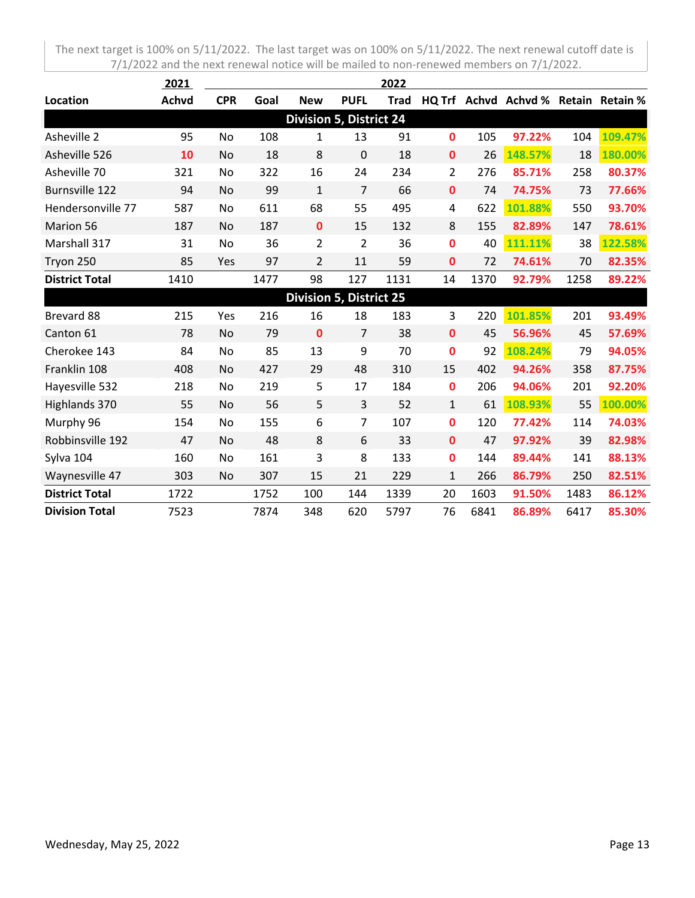The next target is 100% on 5/11/2022. The last target was on 100% on 5/11/2022. The next renewal cutoff date is 7/1/2022 and the next renewal notice will be mailed to non-renewed members on 7/1/2022.

| | 2021 | 2022 | | | | | | | | | |
|---|---|---|---|---|---|---|---|---|---|---|---|
| **Location** | **Achvd** | **CPR** | **Goal** | **New** | **PUFL** | **Trad** | **HQ Trf** | **Achvd** | **Achvd %** | **Retain** | **Retain %** |
| | | | | **Division 5, District 24** | | | | | | | |
| Asheville 2 | 95 | No | 108 | 1 | 13 | 91 | 0 | 105 | 97.22% | 104 | 109.47% |
| Asheville 526 | 10 | No | 18 | 8 | 0 | 18 | 0 | 26 | 148.57% | 18 | 180.00% |
| Asheville 70 | 321 | No | 322 | 16 | 24 | 234 | 2 | 276 | 85.71% | 258 | 80.37% |
| Burnsville 122 | 94 | No | 99 | 1 | 7 | 66 | 0 | 74 | 74.75% | 73 | 77.66% |
| Hendersonville 77 | 587 | No | 611 | 68 | 55 | 495 | 4 | 622 | 101.88% | 550 | 93.70% |
| Marion 56 | 187 | No | 187 | 0 | 15 | 132 | 8 | 155 | 82.89% | 147 | 78.61% |
| Marshall 317 | 31 | No | 36 | 2 | 2 | 36 | 0 | 40 | 111.11% | 38 | 122.58% |
| Tryon 250 | 85 | Yes | 97 | 2 | 11 | 59 | 0 | 72 | 74.61% | 70 | 82.35% |
| **District Total** | 1410 | | 1477 | 98 | 127 | 1131 | 14 | 1370 | 92.79% | 1258 | 89.22% |
| | | | | **Division 5, District 25** | | | | | | | |
| Brevard 88 | 215 | Yes | 216 | 16 | 18 | 183 | 3 | 220 | 101.85% | 201 | 93.49% |
| Canton 61 | 78 | No | 79 | 0 | 7 | 38 | 0 | 45 | 56.96% | 45 | 57.69% |
| Cherokee 143 | 84 | No | 85 | 13 | 9 | 70 | 0 | 92 | 108.24% | 79 | 94.05% |
| Franklin 108 | 408 | No | 427 | 29 | 48 | 310 | 15 | 402 | 94.26% | 358 | 87.75% |
| Hayesville 532 | 218 | No | 219 | 5 | 17 | 184 | 0 | 206 | 94.06% | 201 | 92.20% |
| Highlands 370 | 55 | No | 56 | 5 | 3 | 52 | 1 | 61 | 108.93% | 55 | 100.00% |
| Murphy 96 | 154 | No | 155 | 6 | 7 | 107 | 0 | 120 | 77.42% | 114 | 74.03% |
| Robbinsville 192 | 47 | No | 48 | 8 | 6 | 33 | 0 | 47 | 97.92% | 39 | 82.98% |
| Sylva 104 | 160 | No | 161 | 3 | 8 | 133 | 0 | 144 | 89.44% | 141 | 88.13% |
| Waynesville 47 | 303 | No | 307 | 15 | 21 | 229 | 1 | 266 | 86.79% | 250 | 82.51% |
| **District Total** | 1722 | | 1752 | 100 | 144 | 1339 | 20 | 1603 | 91.50% | 1483 | 86.12% |
| **Division Total** | 7523 | | 7874 | 348 | 620 | 5797 | 76 | 6841 | 86.89% | 6417 | 85.30% |

Wednesday, May 25, 2022